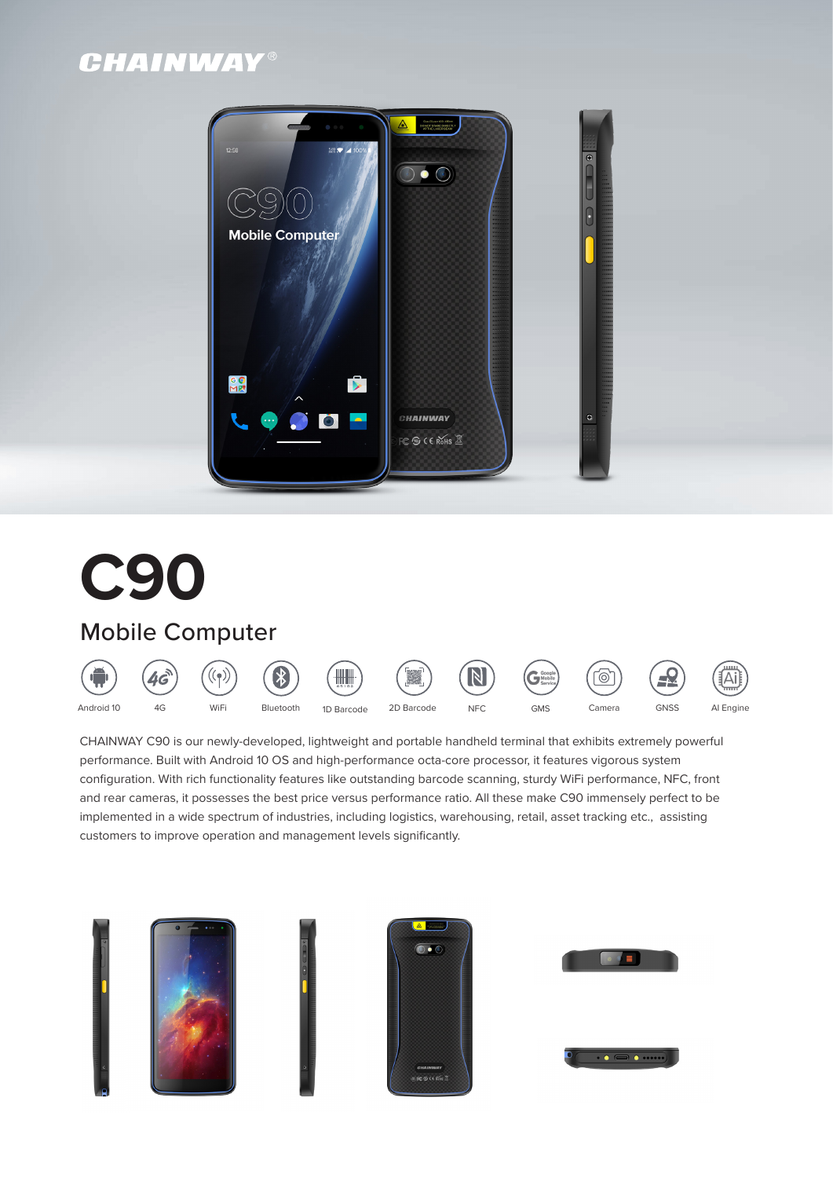CHAINWAY®

# C90

## Mobile Computer

Android 10 | 4G | WiFi | Bluetooth | 1D Barcode | 2D Barcode | NFC | GMS | Camera | GNSS | AI Engine

CHAINWAY C90 is our newly-developed, lightweight and portable handheld terminal that exhibits extremely powerful performance. Built with Android 10 OS and high-performance octa-core processor, it features vigorous system configuration. With rich functionality features like outstanding barcode scanning, sturdy WiFi performance, NFC, front and rear cameras, it possesses the best price versus performance ratio. All these make C90 immensely perfect to be implemented in a wide spectrum of industries, including logistics, warehousing, retail, asset tracking etc., assisting customers to improve operation and management levels significantly.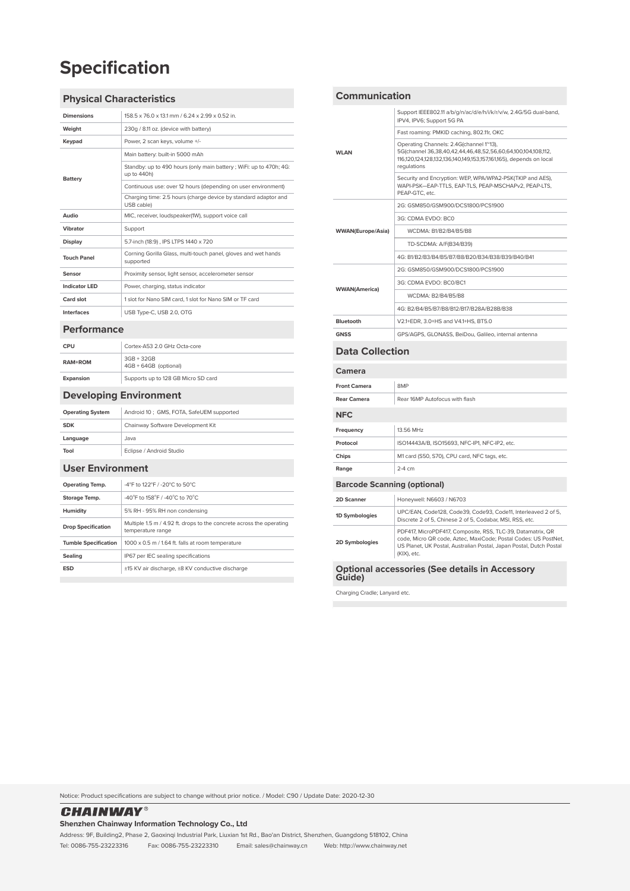# Specification

## Physical Characteristics

| | |
|---|---|
| **Dimensions** | 158.5 x 76.0 x 13.1 mm / 6.24 x 2.99 x 0.52 in. |
| **Weight** | 230g / 8.11 oz. (device with battery) |
| **Keypad** | Power, 2 scan keys, volume +/- |
| **Battery** | Main battery: built-in 5000 mAh |
| | Standby: up to 490 hours (only main battery ; WiFi: up to 470h; 4G: up to 440h) |
| | Continuous use: over 12 hours (depending on user environment) |
| | Charging time: 2.5 hours (charge device by standard adaptor and USB cable) |
| **Audio** | MIC, receiver, loudspeaker(1W), support voice call |
| **Vibrator** | Support |
| **Display** | 5.7-inch (18:9) , IPS LTPS 1440 x 720 |
| **Touch Panel** | Corning Gorilla Glass, multi-touch panel, gloves and wet hands supported |
| **Sensor** | Proximity sensor, light sensor, accelerometer sensor |
| **Indicator LED** | Power, charging, status indicator |
| **Card slot** | 1 slot for Nano SIM card, 1 slot for Nano SIM or TF card |
| **Interfaces** | USB Type-C, USB 2.0, OTG |

## Performance

| | |
|---|---|
| **CPU** | Cortex-A53 2.0 GHz Octa-core |
| **RAM+ROM** | 3GB + 32GB<br>4GB + 64GB (optional) |
| **Expansion** | Supports up to 128 GB Micro SD card |

## Developing Environment

| | |
|---|---|
| **Operating System** | Android 10 ; GMS, FOTA, SafeUEM supported |
| **SDK** | Chainway Software Development Kit |
| **Language** | Java |
| **Tool** | Eclipse / Android Studio |

## User Environment

| | |
|---|---|
| **Operating Temp.** | -4°F to 122°F / -20°C to 50°C |
| **Storage Temp.** | -40°F to 158°F / -40°C to 70°C |
| **Humidity** | 5% RH - 95% RH non condensing |
| **Drop Specification** | Multiple 1.5 m / 4.92 ft. drops to the concrete across the operating temperature range |
| **Tumble Specification** | 1000 x 0.5 m / 1.64 ft. falls at room temperature |
| **Sealing** | IP67 per IEC sealing specifications |
| **ESD** | ±15 KV air discharge, ±8 KV conductive discharge |

## Communication

| | |
|---|---|
| **WLAN** | Support IEEE802.11 a/b/g/n/ac/d/e/h/i/k/r/v/w, 2.4G/5G dual-band, IPV4, IPV6; Support 5G PA |
| | Fast roaming: PMKID caching, 802.11r, OKC |
| | Operating Channels: 2.4G(channel 1~13), 5G(channel 36,38,40,42,44,46,48,52,56,60,64,100,104,108,112, 116,120,124,128,132,136,140,149,153,157,161,165), depends on local regulations |
| | Security and Encryption: WEP, WPA/WPA2-PSK(TKIP and AES), WAPI-PSK—EAP-TTLS, EAP-TLS, PEAP-MSCHAPv2, PEAP-LTS, PEAP-GTC, etc. |
| **WWAN(Europe/Asia)** | 2G: GSM850/GSM900/DCS1800/PCS1900 |
| | 3G: CDMA EVDO: BC0 |
| | WCDMA: B1/B2/B4/B5/B8 |
| | TD-SCDMA: A/F(B34/B39) |
| | 4G: B1/B2/B3/B4/B5/B7/B8/B20/B34/B38/B39/B40/B41 |
| **WWAN(America)** | 2G: GSM850/GSM900/DCS1800/PCS1900 |
| | 3G: CDMA EVDO: BC0/BC1 |
| | WCDMA: B2/B4/B5/B8 |
| | 4G: B2/B4/B5/B7/B8/B12/B17/B28A/B28B/B38 |
| **Bluetooth** | V2.1+EDR, 3.0+HS and V4.1+HS, BT5.0 |
| **GNSS** | GPS/AGPS, GLONASS, BeiDou, Galileo, internal antenna |

## Data Collection

### Camera

| | |
|---|---|
| **Front Camera** | 8MP |
| **Rear Camera** | Rear 16MP Autofocus with flash |

### NFC

| | |
|---|---|
| **Frequency** | 13.56 MHz |
| **Protocol** | ISO14443A/B, ISO15693, NFC-IP1, NFC-IP2, etc. |
| **Chips** | M1 card (S50, S70), CPU card, NFC tags, etc. |
| **Range** | 2-4 cm |

### Barcode Scanning (optional)

| | |
|---|---|
| **2D Scanner** | Honeywell: N6603 / N6703 |
| **1D Symbologies** | UPC/EAN, Code128, Code39, Code93, Code11, Interleaved 2 of 5, Discrete 2 of 5, Chinese 2 of 5, Codabar, MSI, RSS, etc. |
| **2D Symbologies** | PDF417, MicroPDF417, Composite, RSS, TLC-39, Datamatrix, QR code, Micro QR code, Aztec, MaxiCode; Postal Codes: US PostNet, US Planet, UK Postal, Australian Postal, Japan Postal, Dutch Postal (KIX), etc. |

## Optional accessories (See details in Accessory Guide)

Charging Cradle; Lanyard etc.

Notice: Product specifications are subject to change without prior notice. / Model: C90 / Update Date: 2020-12-30

**CHAINWAY®**

**Shenzhen Chainway Information Technology Co., Ltd**

Address: 9F, Building2, Phase 2, Gaoxinqi Industrial Park, Liuxian 1st Rd., Bao'an District, Shenzhen, Guangdong 518102, China

Tel: 0086-755-23223316 Fax: 0086-755-23223310 Email: sales@chainway.cn Web: http://www.chainway.net